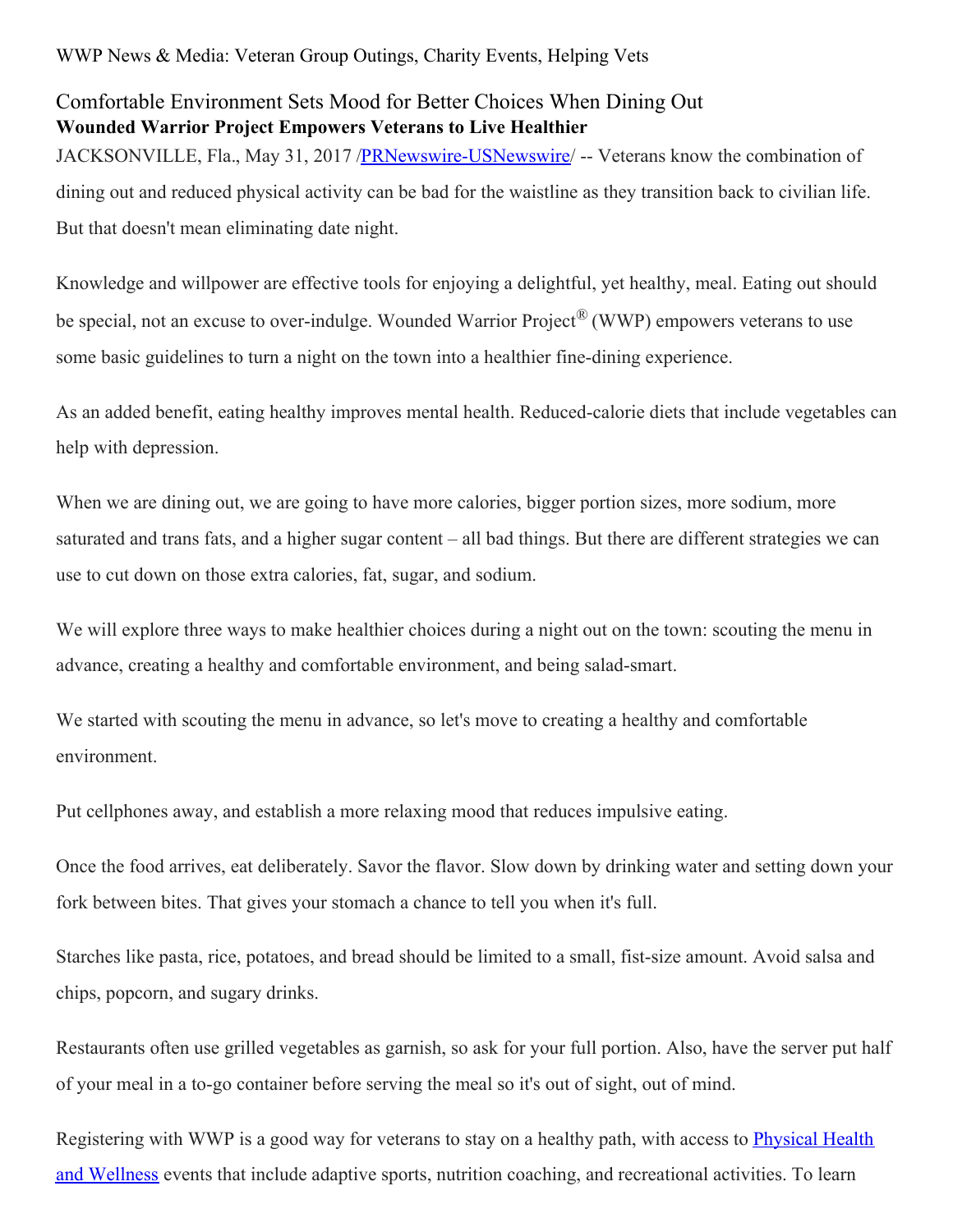WWP News & Media: Veteran Group Outings, Charity Events, Helping Vets

## Comfortable Environment Sets Mood for Better Choices When Dining Out

**Wounded Warrior Project Empowers Veterans to Live Healthier**

JACKSONVILLE, Fla., May 31, 2017 /PRNewswire-USNewswire/ -- Veterans know the combination of dining out and reduced physical activity can be bad for the waistline as they transition back to civilian life. But that doesn't mean eliminating date night.

Knowledge and willpower are effective tools for enjoying a delightful, yet healthy, meal. Eating out should be special, not an excuse to over-indulge. Wounded Warrior Project® (WWP) empowers veterans to use some basic guidelines to turn a night on the town into a healthier fine-dining experience.

As an added benefit, eating healthy improves mental health. Reduced-calorie diets that include vegetables can help with depression.

When we are dining out, we are going to have more calories, bigger portion sizes, more sodium, more saturated and trans fats, and a higher sugar content – all bad things. But there are different strategies we can use to cut down on those extra calories, fat, sugar, and sodium.

We will explore three ways to make healthier choices during a night out on the town: scouting the menu in advance, creating a healthy and comfortable environment, and being salad-smart.

We started with scouting the menu in advance, so let's move to creating a healthy and comfortable environment.

Put cellphones away, and establish a more relaxing mood that reduces impulsive eating.

Once the food arrives, eat deliberately. Savor the flavor. Slow down by drinking water and setting down your fork between bites. That gives your stomach a chance to tell you when it's full.

Starches like pasta, rice, potatoes, and bread should be limited to a small, fist-size amount. Avoid salsa and chips, popcorn, and sugary drinks.

Restaurants often use grilled vegetables as garnish, so ask for your full portion. Also, have the server put half of your meal in a to-go container before serving the meal so it's out of sight, out of mind.

Registering with WWP is a good way for veterans to stay on a healthy path, with access to Physical Health and Wellness events that include adaptive sports, nutrition coaching, and recreational activities. To learn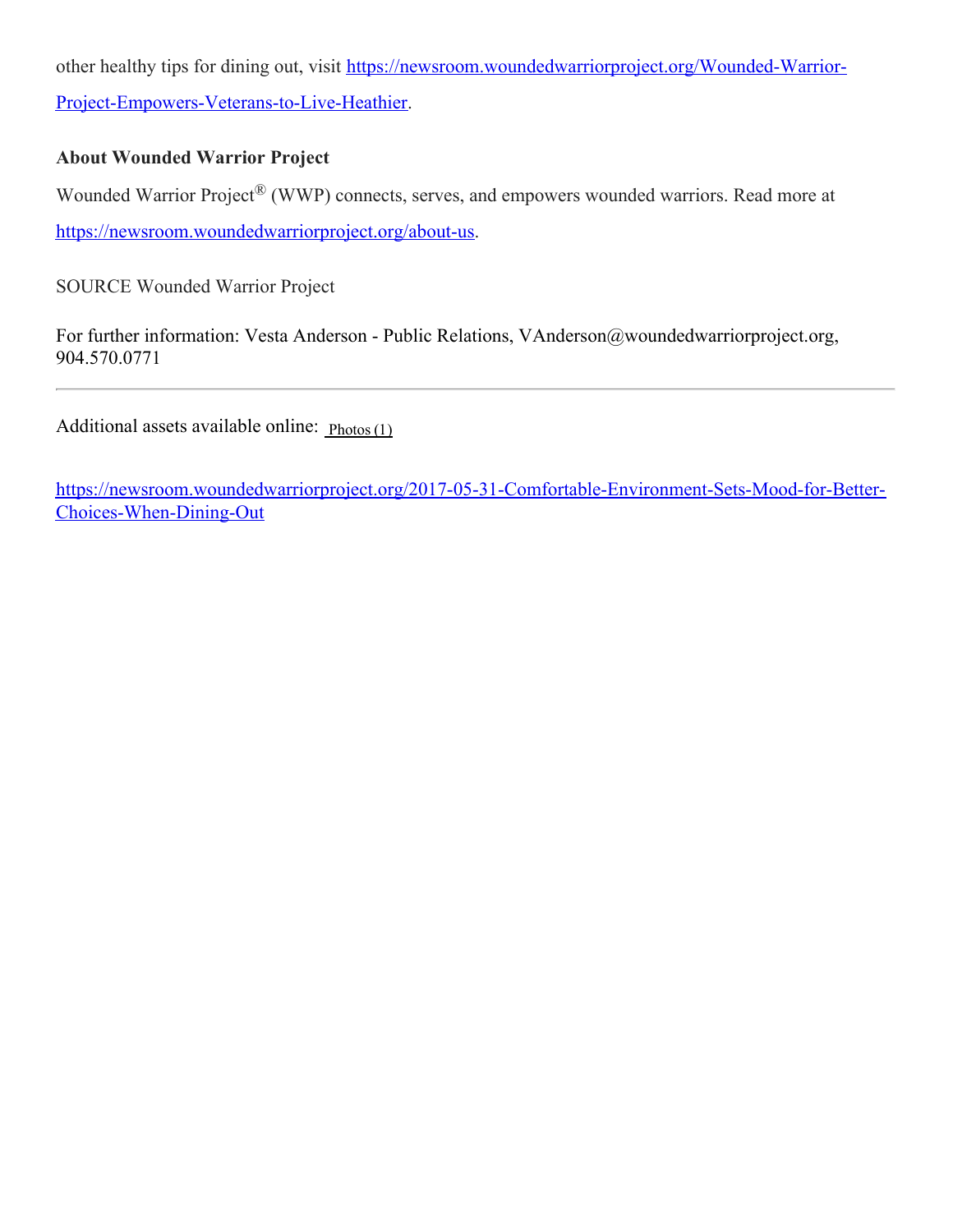other healthy tips for dining out, visit [https://newsroom.woundedwarriorproject.org/Wounded-Warrior-Project-Empowers-Veterans-to-Live-Heathier](https://newsroom.woundedwarriorproject.org/Wounded-Warrior-Project-Empowers-Veterans-to-Live-Heathier).

**About Wounded Warrior Project**

Wounded Warrior Project® (WWP) connects, serves, and empowers wounded warriors. Read more at [https://newsroom.woundedwarriorproject.org/about-us](https://newsroom.woundedwarriorproject.org/about-us).

SOURCE Wounded Warrior Project

For further information: Vesta Anderson - Public Relations, VAnderson@woundedwarriorproject.org, 904.570.0771

---

Additional assets available online: Photos (1)

[https://newsroom.woundedwarriorproject.org/2017-05-31-Comfortable-Environment-Sets-Mood-for-Better-Choices-When-Dining-Out](https://newsroom.woundedwarriorproject.org/2017-05-31-Comfortable-Environment-Sets-Mood-for-Better-Choices-When-Dining-Out)